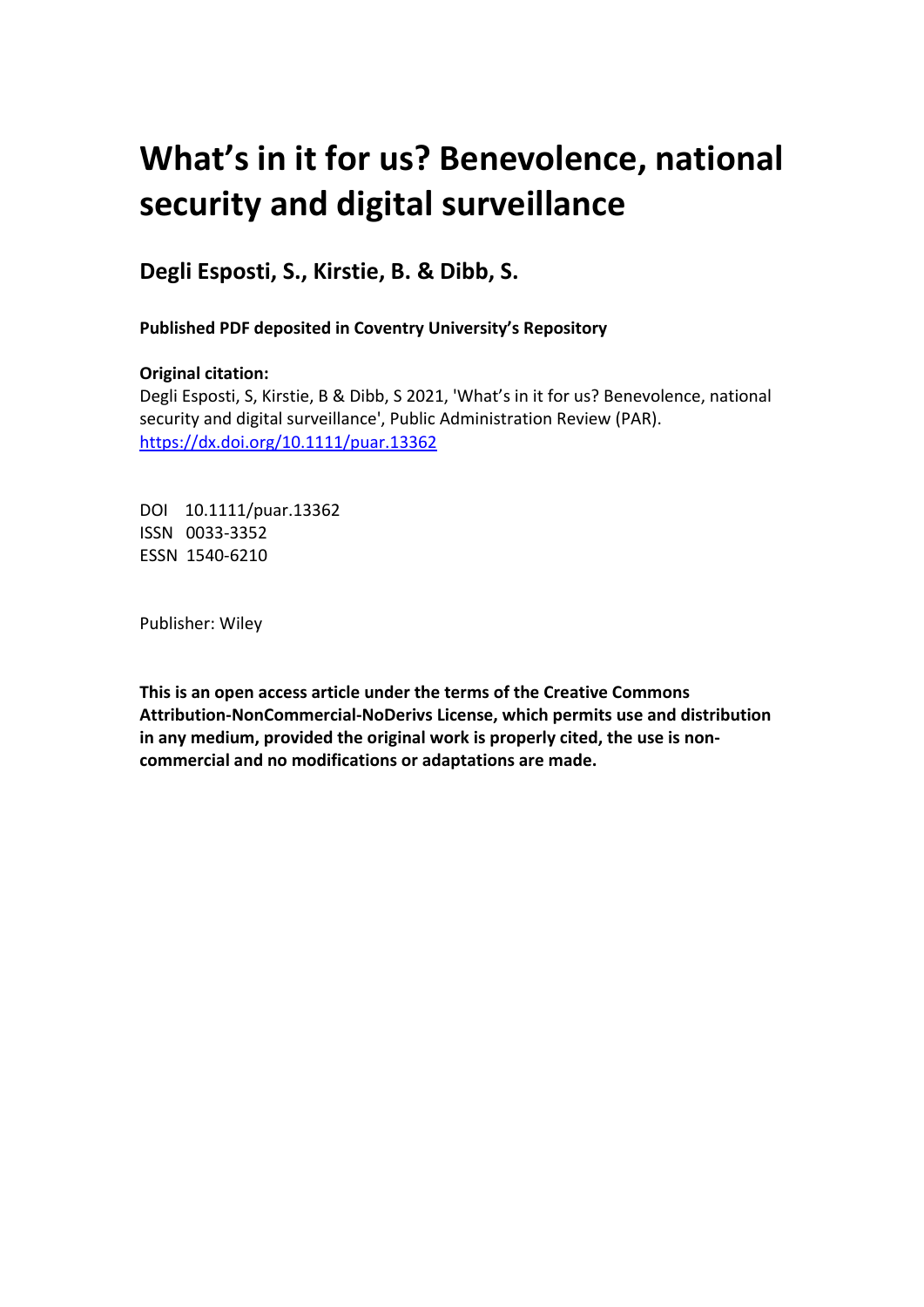# What's in it for us? Benevolence, national security and digital surveillance

**Degli Esposti, S., Kirstie, B. & Dibb, S.**

**Published PDF deposited in Coventry University's Repository**

**Original citation:**

Degli Esposti, S, Kirstie, B & Dibb, S 2021, 'What's in it for us? Benevolence, national security and digital surveillance', Public Administration Review (PAR). https://dx.doi.org/10.1111/puar.13362

DOI 10.1111/puar.13362
ISSN 0033-3352
ESSN 1540-6210

Publisher: Wiley

**This is an open access article under the terms of the Creative Commons Attribution-NonCommercial-NoDerivs License, which permits use and distribution in any medium, provided the original work is properly cited, the use is non-commercial and no modifications or adaptations are made.**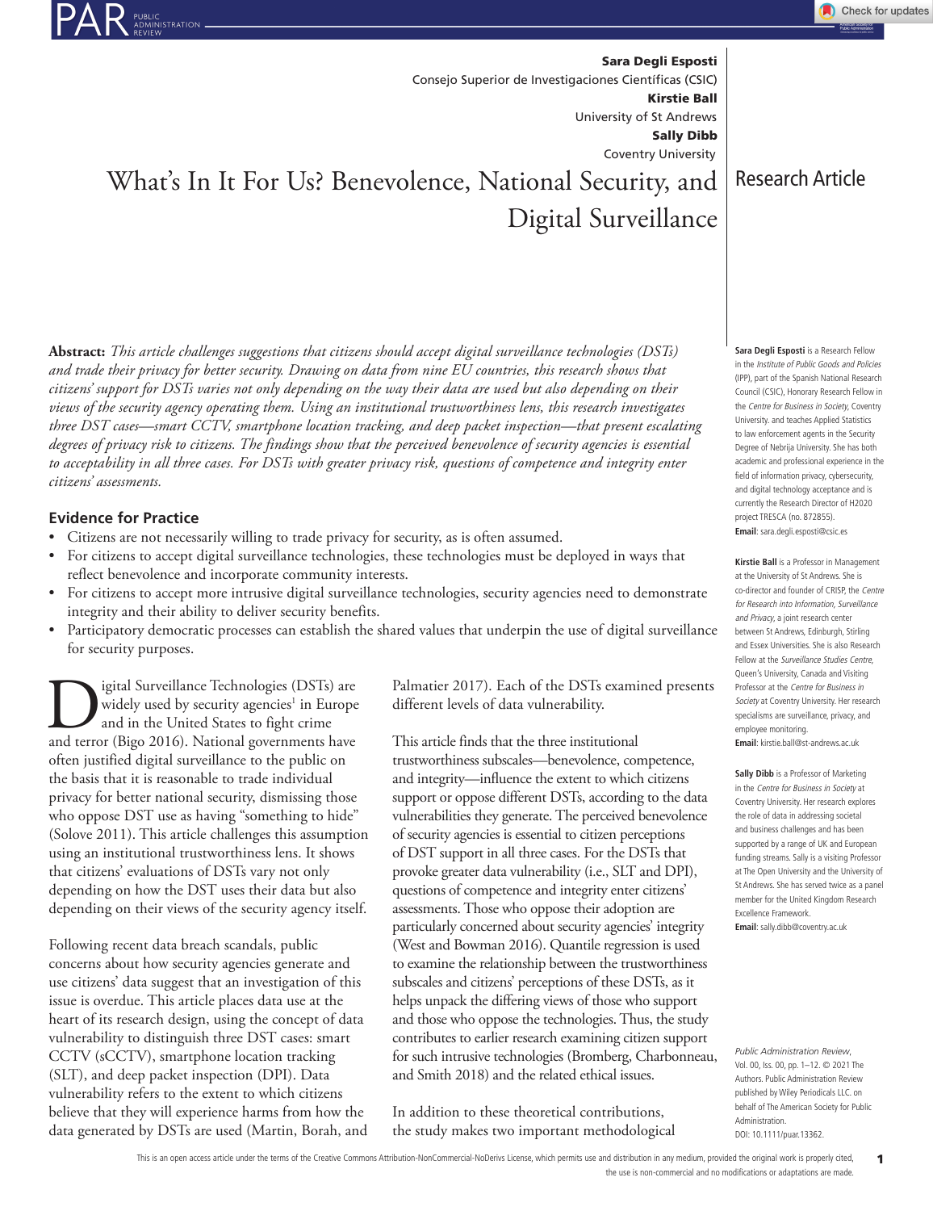Sara Degli Esposti
Consejo Superior de Investigaciones Científicas (CSIC)

Kirstie Ball
University of St Andrews

Sally Dibb
Coventry University

Research Article

# What's In It For Us? Benevolence, National Security, and Digital Surveillance

**Abstract:** *This article challenges suggestions that citizens should accept digital surveillance technologies (DSTs) and trade their privacy for better security. Drawing on data from nine EU countries, this research shows that citizens' support for DSTs varies not only depending on the way their data are used but also depending on their views of the security agency operating them. Using an institutional trustworthiness lens, this research investigates three DST cases—smart CCTV, smartphone location tracking, and deep packet inspection—that present escalating degrees of privacy risk to citizens. The findings show that the perceived benevolence of security agencies is essential to acceptability in all three cases. For DSTs with greater privacy risk, questions of competence and integrity enter citizens' assessments.*

## Evidence for Practice

- Citizens are not necessarily willing to trade privacy for security, as is often assumed.
- For citizens to accept digital surveillance technologies, these technologies must be deployed in ways that reflect benevolence and incorporate community interests.
- For citizens to accept more intrusive digital surveillance technologies, security agencies need to demonstrate integrity and their ability to deliver security benefits.
- Participatory democratic processes can establish the shared values that underpin the use of digital surveillance for security purposes.

**Sara Degli Esposti** is a Research Fellow in the *Institute of Public Goods and Policies* (IPP), part of the Spanish National Research Council (CSIC), Honorary Research Fellow in the *Centre for Business in Society*, Coventry University. and teaches Applied Statistics to law enforcement agents in the Security Degree of Nebrija University. She has both academic and professional experience in the field of information privacy, cybersecurity, and digital technology acceptance and is currently the Research Director of H2020 project TRESCA (no. 872855).
**Email**: sara.degli.esposti@csic.es

**Kirstie Ball** is a Professor in Management at the University of St Andrews. She is co-director and founder of CRISP, the *Centre for Research into Information, Surveillance and Privacy*, a joint research center between St Andrews, Edinburgh, Stirling and Essex Universities. She is also Research Fellow at the *Surveillance Studies Centre*, Queen's University, Canada and Visiting Professor at the *Centre for Business in Society* at Coventry University. Her research specialisms are surveillance, privacy, and employee monitoring.
**Email**: kirstie.ball@st-andrews.ac.uk

**Sally Dibb** is a Professor of Marketing in the *Centre for Business in Society* at Coventry University. Her research explores the role of data in addressing societal and business challenges and has been supported by a range of UK and European funding streams. Sally is a visiting Professor at The Open University and the University of St Andrews. She has served twice as a panel member for the United Kingdom Research Excellence Framework.
**Email**: sally.dibb@coventry.ac.uk

Digital Surveillance Technologies (DSTs) are widely used by security agencies[1] in Europe and in the United States to fight crime and terror (Bigo 2016). National governments have often justified digital surveillance to the public on the basis that it is reasonable to trade individual privacy for better national security, dismissing those who oppose DST use as having "something to hide" (Solove 2011). This article challenges this assumption using an institutional trustworthiness lens. It shows that citizens' evaluations of DSTs vary not only depending on how the DST uses their data but also depending on their views of the security agency itself.

Following recent data breach scandals, public concerns about how security agencies generate and use citizens' data suggest that an investigation of this issue is overdue. This article places data use at the heart of its research design, using the concept of data vulnerability to distinguish three DST cases: smart CCTV (sCCTV), smartphone location tracking (SLT), and deep packet inspection (DPI). Data vulnerability refers to the extent to which citizens believe that they will experience harms from how the data generated by DSTs are used (Martin, Borah, and Palmatier 2017). Each of the DSTs examined presents different levels of data vulnerability.

This article finds that the three institutional trustworthiness subscales—benevolence, competence, and integrity—influence the extent to which citizens support or oppose different DSTs, according to the data vulnerabilities they generate. The perceived benevolence of security agencies is essential to citizen perceptions of DST support in all three cases. For the DSTs that provoke greater data vulnerability (i.e., SLT and DPI), questions of competence and integrity enter citizens' assessments. Those who oppose their adoption are particularly concerned about security agencies' integrity (West and Bowman 2016). Quantile regression is used to examine the relationship between the trustworthiness subscales and citizens' perceptions of these DSTs, as it helps unpack the differing views of those who support and those who oppose the technologies. Thus, the study contributes to earlier research examining citizen support for such intrusive technologies (Bromberg, Charbonneau, and Smith 2018) and the related ethical issues.

In addition to these theoretical contributions, the study makes two important methodological

*Public Administration Review*, Vol. 00, Iss. 00, pp. 1–12. © 2021 The Authors. Public Administration Review published by Wiley Periodicals LLC. on behalf of The American Society for Public Administration. DOI: 10.1111/puar.13362.

This is an open access article under the terms of the Creative Commons Attribution-NonCommercial-NoDerivs License, which permits use and distribution in any medium, provided the original work is properly cited, the use is non-commercial and no modifications or adaptations are made.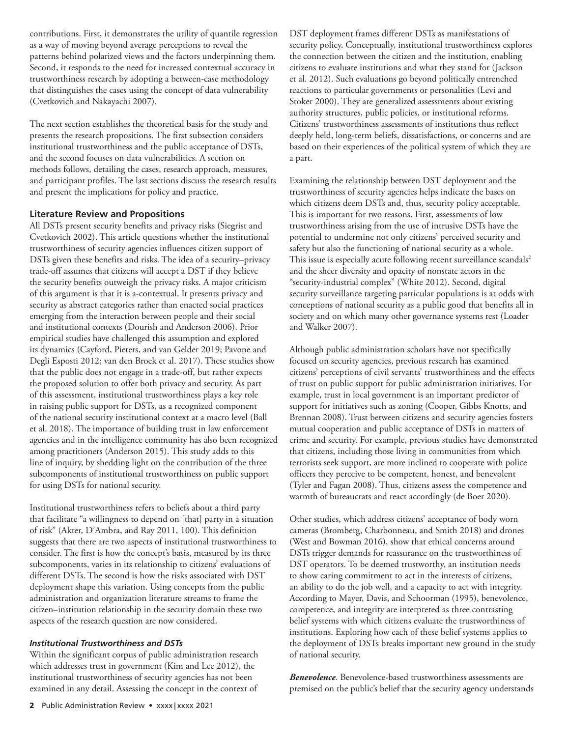contributions. First, it demonstrates the utility of quantile regression as a way of moving beyond average perceptions to reveal the patterns behind polarized views and the factors underpinning them. Second, it responds to the need for increased contextual accuracy in trustworthiness research by adopting a between-case methodology that distinguishes the cases using the concept of data vulnerability (Cvetkovich and Nakayachi 2007).

The next section establishes the theoretical basis for the study and presents the research propositions. The first subsection considers institutional trustworthiness and the public acceptance of DSTs, and the second focuses on data vulnerabilities. A section on methods follows, detailing the cases, research approach, measures, and participant profiles. The last sections discuss the research results and present the implications for policy and practice.

## Literature Review and Propositions

All DSTs present security benefits and privacy risks (Siegrist and Cvetkovich 2002). This article questions whether the institutional trustworthiness of security agencies influences citizen support of DSTs given these benefits and risks. The idea of a security–privacy trade-off assumes that citizens will accept a DST if they believe the security benefits outweigh the privacy risks. A major criticism of this argument is that it is a-contextual. It presents privacy and security as abstract categories rather than enacted social practices emerging from the interaction between people and their social and institutional contexts (Dourish and Anderson 2006). Prior empirical studies have challenged this assumption and explored its dynamics (Cayford, Pieters, and van Gelder 2019; Pavone and Degli Esposti 2012; van den Broek et al. 2017). These studies show that the public does not engage in a trade-off, but rather expects the proposed solution to offer both privacy and security. As part of this assessment, institutional trustworthiness plays a key role in raising public support for DSTs, as a recognized component of the national security institutional context at a macro level (Ball et al. 2018). The importance of building trust in law enforcement agencies and in the intelligence community has also been recognized among practitioners (Anderson 2015). This study adds to this line of inquiry, by shedding light on the contribution of the three subcomponents of institutional trustworthiness on public support for using DSTs for national security.

Institutional trustworthiness refers to beliefs about a third party that facilitate "a willingness to depend on [that] party in a situation of risk" (Akter, D'Ambra, and Ray 2011, 100). This definition suggests that there are two aspects of institutional trustworthiness to consider. The first is how the concept's basis, measured by its three subcomponents, varies in its relationship to citizens' evaluations of different DSTs. The second is how the risks associated with DST deployment shape this variation. Using concepts from the public administration and organization literature streams to frame the citizen–institution relationship in the security domain these two aspects of the research question are now considered.

### *Institutional Trustworthiness and DSTs*

Within the significant corpus of public administration research which addresses trust in government (Kim and Lee 2012), the institutional trustworthiness of security agencies has not been examined in any detail. Assessing the concept in the context of DST deployment frames different DSTs as manifestations of security policy. Conceptually, institutional trustworthiness explores the connection between the citizen and the institution, enabling citizens to evaluate institutions and what they stand for (Jackson et al. 2012). Such evaluations go beyond politically entrenched reactions to particular governments or personalities (Levi and Stoker 2000). They are generalized assessments about existing authority structures, public policies, or institutional reforms. Citizens' trustworthiness assessments of institutions thus reflect deeply held, long-term beliefs, dissatisfactions, or concerns and are based on their experiences of the political system of which they are a part.

Examining the relationship between DST deployment and the trustworthiness of security agencies helps indicate the bases on which citizens deem DSTs and, thus, security policy acceptable. This is important for two reasons. First, assessments of low trustworthiness arising from the use of intrusive DSTs have the potential to undermine not only citizens' perceived security and safety but also the functioning of national security as a whole. This issue is especially acute following recent surveillance scandals[2] and the sheer diversity and opacity of nonstate actors in the "security-industrial complex" (White 2012). Second, digital security surveillance targeting particular populations is at odds with conceptions of national security as a public good that benefits all in society and on which many other governance systems rest (Loader and Walker 2007).

Although public administration scholars have not specifically focused on security agencies, previous research has examined citizens' perceptions of civil servants' trustworthiness and the effects of trust on public support for public administration initiatives. For example, trust in local government is an important predictor of support for initiatives such as zoning (Cooper, Gibbs Knotts, and Brennan 2008). Trust between citizens and security agencies fosters mutual cooperation and public acceptance of DSTs in matters of crime and security. For example, previous studies have demonstrated that citizens, including those living in communities from which terrorists seek support, are more inclined to cooperate with police officers they perceive to be competent, honest, and benevolent (Tyler and Fagan 2008). Thus, citizens assess the competence and warmth of bureaucrats and react accordingly (de Boer 2020).

Other studies, which address citizens' acceptance of body worn cameras (Bromberg, Charbonneau, and Smith 2018) and drones (West and Bowman 2016), show that ethical concerns around DSTs trigger demands for reassurance on the trustworthiness of DST operators. To be deemed trustworthy, an institution needs to show caring commitment to act in the interests of citizens, an ability to do the job well, and a capacity to act with integrity. According to Mayer, Davis, and Schoorman (1995), benevolence, competence, and integrity are interpreted as three contrasting belief systems with which citizens evaluate the trustworthiness of institutions. Exploring how each of these belief systems applies to the deployment of DSTs breaks important new ground in the study of national security.

***Benevolence*.** Benevolence-based trustworthiness assessments are premised on the public's belief that the security agency understands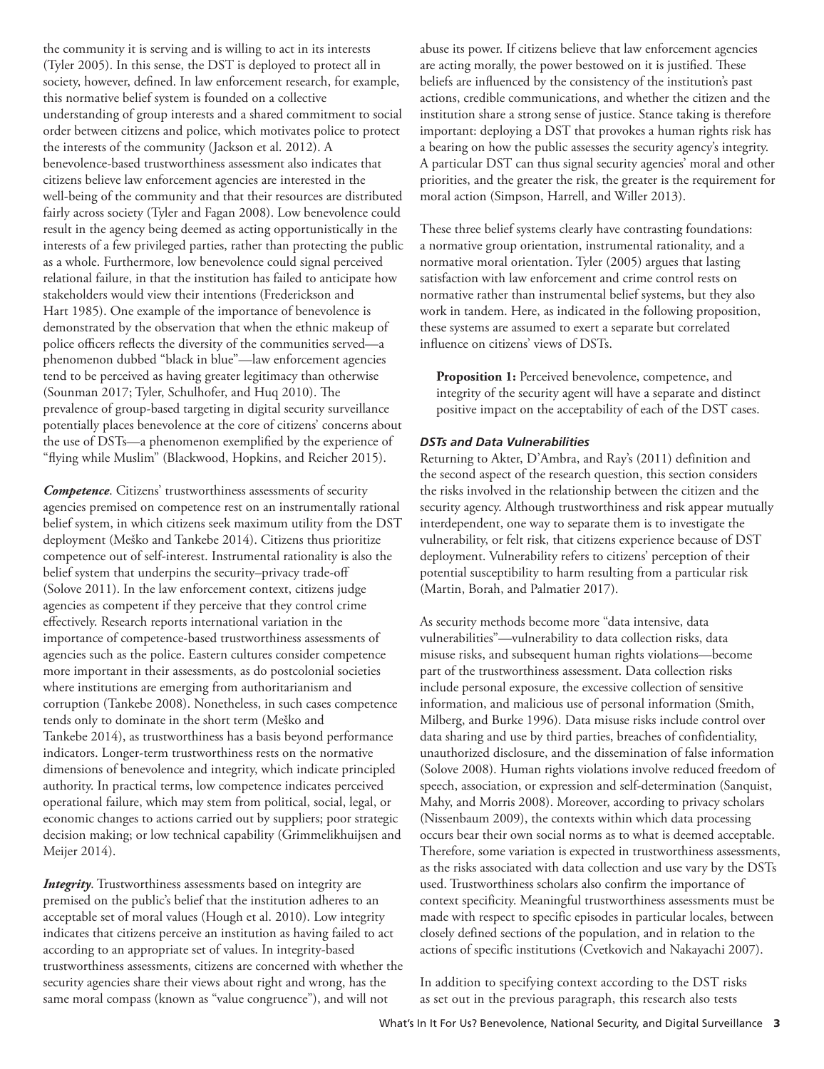the community it is serving and is willing to act in its interests (Tyler 2005). In this sense, the DST is deployed to protect all in society, however, defined. In law enforcement research, for example, this normative belief system is founded on a collective understanding of group interests and a shared commitment to social order between citizens and police, which motivates police to protect the interests of the community (Jackson et al. 2012). A benevolence-based trustworthiness assessment also indicates that citizens believe law enforcement agencies are interested in the well-being of the community and that their resources are distributed fairly across society (Tyler and Fagan 2008). Low benevolence could result in the agency being deemed as acting opportunistically in the interests of a few privileged parties, rather than protecting the public as a whole. Furthermore, low benevolence could signal perceived relational failure, in that the institution has failed to anticipate how stakeholders would view their intentions (Frederickson and Hart 1985). One example of the importance of benevolence is demonstrated by the observation that when the ethnic makeup of police officers reflects the diversity of the communities served—a phenomenon dubbed "black in blue"—law enforcement agencies tend to be perceived as having greater legitimacy than otherwise (Sounman 2017; Tyler, Schulhofer, and Huq 2010). The prevalence of group-based targeting in digital security surveillance potentially places benevolence at the core of citizens' concerns about the use of DSTs—a phenomenon exemplified by the experience of "flying while Muslim" (Blackwood, Hopkins, and Reicher 2015).

***Competence***. Citizens' trustworthiness assessments of security agencies premised on competence rest on an instrumentally rational belief system, in which citizens seek maximum utility from the DST deployment (Meško and Tankebe 2014). Citizens thus prioritize competence out of self-interest. Instrumental rationality is also the belief system that underpins the security–privacy trade-off (Solove 2011). In the law enforcement context, citizens judge agencies as competent if they perceive that they control crime effectively. Research reports international variation in the importance of competence-based trustworthiness assessments of agencies such as the police. Eastern cultures consider competence more important in their assessments, as do postcolonial societies where institutions are emerging from authoritarianism and corruption (Tankebe 2008). Nonetheless, in such cases competence tends only to dominate in the short term (Meško and Tankebe 2014), as trustworthiness has a basis beyond performance indicators. Longer-term trustworthiness rests on the normative dimensions of benevolence and integrity, which indicate principled authority. In practical terms, low competence indicates perceived operational failure, which may stem from political, social, legal, or economic changes to actions carried out by suppliers; poor strategic decision making; or low technical capability (Grimmelikhuijsen and Meijer 2014).

***Integrity***. Trustworthiness assessments based on integrity are premised on the public's belief that the institution adheres to an acceptable set of moral values (Hough et al. 2010). Low integrity indicates that citizens perceive an institution as having failed to act according to an appropriate set of values. In integrity-based trustworthiness assessments, citizens are concerned with whether the security agencies share their views about right and wrong, has the same moral compass (known as "value congruence"), and will not abuse its power. If citizens believe that law enforcement agencies are acting morally, the power bestowed on it is justified. These beliefs are influenced by the consistency of the institution's past actions, credible communications, and whether the citizen and the institution share a strong sense of justice. Stance taking is therefore important: deploying a DST that provokes a human rights risk has a bearing on how the public assesses the security agency's integrity. A particular DST can thus signal security agencies' moral and other priorities, and the greater the risk, the greater is the requirement for moral action (Simpson, Harrell, and Willer 2013).

These three belief systems clearly have contrasting foundations: a normative group orientation, instrumental rationality, and a normative moral orientation. Tyler (2005) argues that lasting satisfaction with law enforcement and crime control rests on normative rather than instrumental belief systems, but they also work in tandem. Here, as indicated in the following proposition, these systems are assumed to exert a separate but correlated influence on citizens' views of DSTs.

> **Proposition 1:** Perceived benevolence, competence, and integrity of the security agent will have a separate and distinct positive impact on the acceptability of each of the DST cases.

#### *DSTs and Data Vulnerabilities*

Returning to Akter, D'Ambra, and Ray's (2011) definition and the second aspect of the research question, this section considers the risks involved in the relationship between the citizen and the security agency. Although trustworthiness and risk appear mutually interdependent, one way to separate them is to investigate the vulnerability, or felt risk, that citizens experience because of DST deployment. Vulnerability refers to citizens' perception of their potential susceptibility to harm resulting from a particular risk (Martin, Borah, and Palmatier 2017).

As security methods become more "data intensive, data vulnerabilities"—vulnerability to data collection risks, data misuse risks, and subsequent human rights violations—become part of the trustworthiness assessment. Data collection risks include personal exposure, the excessive collection of sensitive information, and malicious use of personal information (Smith, Milberg, and Burke 1996). Data misuse risks include control over data sharing and use by third parties, breaches of confidentiality, unauthorized disclosure, and the dissemination of false information (Solove 2008). Human rights violations involve reduced freedom of speech, association, or expression and self-determination (Sanquist, Mahy, and Morris 2008). Moreover, according to privacy scholars (Nissenbaum 2009), the contexts within which data processing occurs bear their own social norms as to what is deemed acceptable. Therefore, some variation is expected in trustworthiness assessments, as the risks associated with data collection and use vary by the DSTs used. Trustworthiness scholars also confirm the importance of context specificity. Meaningful trustworthiness assessments must be made with respect to specific episodes in particular locales, between closely defined sections of the population, and in relation to the actions of specific institutions (Cvetkovich and Nakayachi 2007).

In addition to specifying context according to the DST risks as set out in the previous paragraph, this research also tests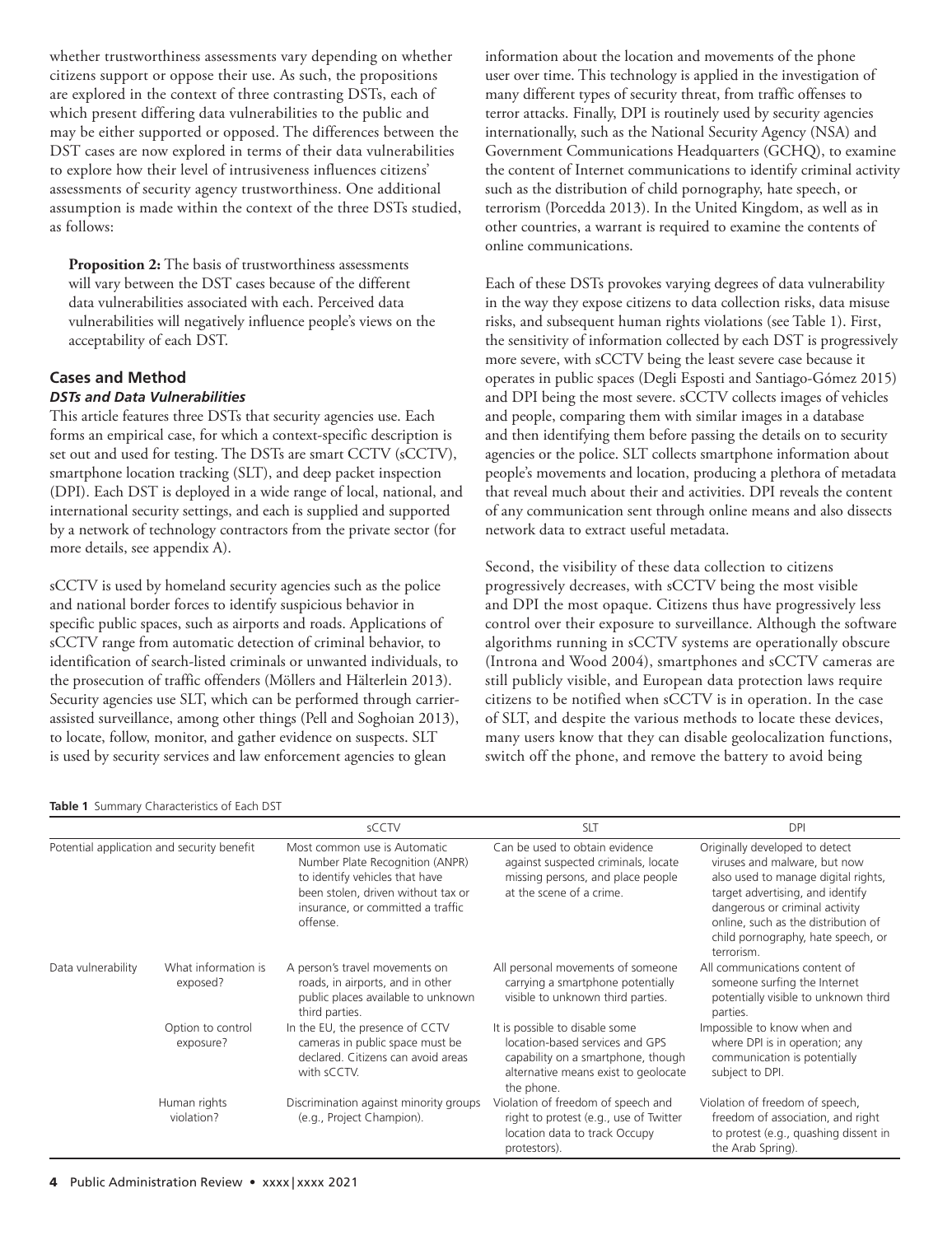whether trustworthiness assessments vary depending on whether citizens support or oppose their use. As such, the propositions are explored in the context of three contrasting DSTs, each of which present differing data vulnerabilities to the public and may be either supported or opposed. The differences between the DST cases are now explored in terms of their data vulnerabilities to explore how their level of intrusiveness influences citizens' assessments of security agency trustworthiness. One additional assumption is made within the context of the three DSTs studied, as follows:

> **Proposition 2:** The basis of trustworthiness assessments will vary between the DST cases because of the different data vulnerabilities associated with each. Perceived data vulnerabilities will negatively influence people's views on the acceptability of each DST.

## Cases and Method

### *DSTs and Data Vulnerabilities*

This article features three DSTs that security agencies use. Each forms an empirical case, for which a context-specific description is set out and used for testing. The DSTs are smart CCTV (sCCTV), smartphone location tracking (SLT), and deep packet inspection (DPI). Each DST is deployed in a wide range of local, national, and international security settings, and each is supplied and supported by a network of technology contractors from the private sector (for more details, see appendix A).

sCCTV is used by homeland security agencies such as the police and national border forces to identify suspicious behavior in specific public spaces, such as airports and roads. Applications of sCCTV range from automatic detection of criminal behavior, to identification of search-listed criminals or unwanted individuals, to the prosecution of traffic offenders (Möllers and Hälterlein 2013). Security agencies use SLT, which can be performed through carrier-assisted surveillance, among other things (Pell and Soghoian 2013), to locate, follow, monitor, and gather evidence on suspects. SLT is used by security services and law enforcement agencies to glean information about the location and movements of the phone user over time. This technology is applied in the investigation of many different types of security threat, from traffic offenses to terror attacks. Finally, DPI is routinely used by security agencies internationally, such as the National Security Agency (NSA) and Government Communications Headquarters (GCHQ), to examine the content of Internet communications to identify criminal activity such as the distribution of child pornography, hate speech, or terrorism (Porcedda 2013). In the United Kingdom, as well as in other countries, a warrant is required to examine the contents of online communications.

Each of these DSTs provokes varying degrees of data vulnerability in the way they expose citizens to data collection risks, data misuse risks, and subsequent human rights violations (see Table 1). First, the sensitivity of information collected by each DST is progressively more severe, with sCCTV being the least severe case because it operates in public spaces (Degli Esposti and Santiago-Gómez 2015) and DPI being the most severe. sCCTV collects images of vehicles and people, comparing them with similar images in a database and then identifying them before passing the details on to security agencies or the police. SLT collects smartphone information about people's movements and location, producing a plethora of metadata that reveal much about their and activities. DPI reveals the content of any communication sent through online means and also dissects network data to extract useful metadata.

Second, the visibility of these data collection to citizens progressively decreases, with sCCTV being the most visible and DPI the most opaque. Citizens thus have progressively less control over their exposure to surveillance. Although the software algorithms running in sCCTV systems are operationally obscure (Introna and Wood 2004), smartphones and sCCTV cameras are still publicly visible, and European data protection laws require citizens to be notified when sCCTV is in operation. In the case of SLT, and despite the various methods to locate these devices, many users know that they can disable geolocalization functions, switch off the phone, and remove the battery to avoid being

**Table 1** Summary Characteristics of Each DST

| | | sCCTV | SLT | DPI |
|---|---|---|---|---|
| Potential application and security benefit | | Most common use is Automatic Number Plate Recognition (ANPR) to identify vehicles that have been stolen, driven without tax or insurance, or committed a traffic offense. | Can be used to obtain evidence against suspected criminals, locate missing persons, and place people at the scene of a crime. | Originally developed to detect viruses and malware, but now also used to manage digital rights, target advertising, and identify dangerous or criminal activity online, such as the distribution of child pornography, hate speech, or terrorism. |
| Data vulnerability | What information is exposed? | A person's travel movements on roads, in airports, and in other public places available to unknown third parties. | All personal movements of someone carrying a smartphone potentially visible to unknown third parties. | All communications content of someone surfing the Internet potentially visible to unknown third parties. |
| | Option to control exposure? | In the EU, the presence of CCTV cameras in public space must be declared. Citizens can avoid areas with sCCTV. | It is possible to disable some location-based services and GPS capability on a smartphone, though alternative means exist to geolocate the phone. | Impossible to know when and where DPI is in operation; any communication is potentially subject to DPI. |
| | Human rights violation? | Discrimination against minority groups (e.g., Project Champion). | Violation of freedom of speech and right to protest (e.g., use of Twitter location data to track Occupy protestors). | Violation of freedom of speech, freedom of association, and right to protest (e.g., quashing dissent in the Arab Spring). |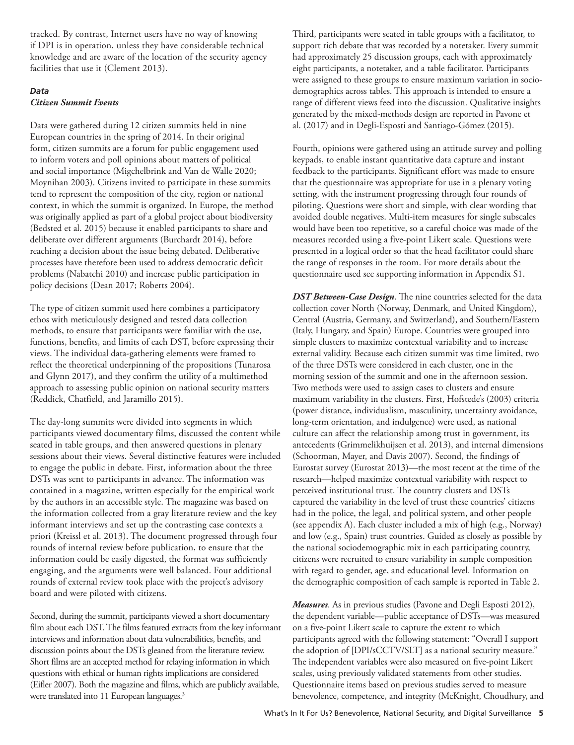tracked. By contrast, Internet users have no way of knowing if DPI is in operation, unless they have considerable technical knowledge and are aware of the location of the security agency facilities that use it (Clement 2013).

### *Data*

#### *Citizen Summit Events*

Data were gathered during 12 citizen summits held in nine European countries in the spring of 2014. In their original form, citizen summits are a forum for public engagement used to inform voters and poll opinions about matters of political and social importance (Migchelbrink and Van de Walle 2020; Moynihan 2003). Citizens invited to participate in these summits tend to represent the composition of the city, region or national context, in which the summit is organized. In Europe, the method was originally applied as part of a global project about biodiversity (Bedsted et al. 2015) because it enabled participants to share and deliberate over different arguments (Burchardt 2014), before reaching a decision about the issue being debated. Deliberative processes have therefore been used to address democratic deficit problems (Nabatchi 2010) and increase public participation in policy decisions (Dean 2017; Roberts 2004).

The type of citizen summit used here combines a participatory ethos with meticulously designed and tested data collection methods, to ensure that participants were familiar with the use, functions, benefits, and limits of each DST, before expressing their views. The individual data-gathering elements were framed to reflect the theoretical underpinning of the propositions (Tunarosa and Glynn 2017), and they confirm the utility of a multimethod approach to assessing public opinion on national security matters (Reddick, Chatfield, and Jaramillo 2015).

The day-long summits were divided into segments in which participants viewed documentary films, discussed the content while seated in table groups, and then answered questions in plenary sessions about their views. Several distinctive features were included to engage the public in debate. First, information about the three DSTs was sent to participants in advance. The information was contained in a magazine, written especially for the empirical work by the authors in an accessible style. The magazine was based on the information collected from a gray literature review and the key informant interviews and set up the contrasting case contexts a priori (Kreissl et al. 2013). The document progressed through four rounds of internal review before publication, to ensure that the information could be easily digested, the format was sufficiently engaging, and the arguments were well balanced. Four additional rounds of external review took place with the project's advisory board and were piloted with citizens.

Second, during the summit, participants viewed a short documentary film about each DST. The films featured extracts from the key informant interviews and information about data vulnerabilities, benefits, and discussion points about the DSTs gleaned from the literature review. Short films are an accepted method for relaying information in which questions with ethical or human rights implications are considered (Eifler 2007). Both the magazine and films, which are publicly available, were translated into 11 European languages.[3]

Third, participants were seated in table groups with a facilitator, to support rich debate that was recorded by a notetaker. Every summit had approximately 25 discussion groups, each with approximately eight participants, a notetaker, and a table facilitator. Participants were assigned to these groups to ensure maximum variation in socio-demographics across tables. This approach is intended to ensure a range of different views feed into the discussion. Qualitative insights generated by the mixed-methods design are reported in Pavone et al. (2017) and in Degli-Esposti and Santiago-Gómez (2015).

Fourth, opinions were gathered using an attitude survey and polling keypads, to enable instant quantitative data capture and instant feedback to the participants. Significant effort was made to ensure that the questionnaire was appropriate for use in a plenary voting setting, with the instrument progressing through four rounds of piloting. Questions were short and simple, with clear wording that avoided double negatives. Multi-item measures for single subscales would have been too repetitive, so a careful choice was made of the measures recorded using a five-point Likert scale. Questions were presented in a logical order so that the head facilitator could share the range of responses in the room. For more details about the questionnaire used see supporting information in Appendix S1.

***DST Between-Case Design***. The nine countries selected for the data collection cover North (Norway, Denmark, and United Kingdom), Central (Austria, Germany, and Switzerland), and Southern/Eastern (Italy, Hungary, and Spain) Europe. Countries were grouped into simple clusters to maximize contextual variability and to increase external validity. Because each citizen summit was time limited, two of the three DSTs were considered in each cluster, one in the morning session of the summit and one in the afternoon session. Two methods were used to assign cases to clusters and ensure maximum variability in the clusters. First, Hofstede's (2003) criteria (power distance, individualism, masculinity, uncertainty avoidance, long-term orientation, and indulgence) were used, as national culture can affect the relationship among trust in government, its antecedents (Grimmelikhuijsen et al. 2013), and internal dimensions (Schoorman, Mayer, and Davis 2007). Second, the findings of Eurostat survey (Eurostat 2013)—the most recent at the time of the research—helped maximize contextual variability with respect to perceived institutional trust. The country clusters and DSTs captured the variability in the level of trust these countries' citizens had in the police, the legal, and political system, and other people (see appendix A). Each cluster included a mix of high (e.g., Norway) and low (e.g., Spain) trust countries. Guided as closely as possible by the national sociodemographic mix in each participating country, citizens were recruited to ensure variability in sample composition with regard to gender, age, and educational level. Information on the demographic composition of each sample is reported in Table 2.

***Measures***. As in previous studies (Pavone and Degli Esposti 2012), the dependent variable—public acceptance of DSTs—was measured on a five-point Likert scale to capture the extent to which participants agreed with the following statement: "Overall I support the adoption of [DPI/sCCTV/SLT] as a national security measure." The independent variables were also measured on five-point Likert scales, using previously validated statements from other studies. Questionnaire items based on previous studies served to measure benevolence, competence, and integrity (McKnight, Choudhury, and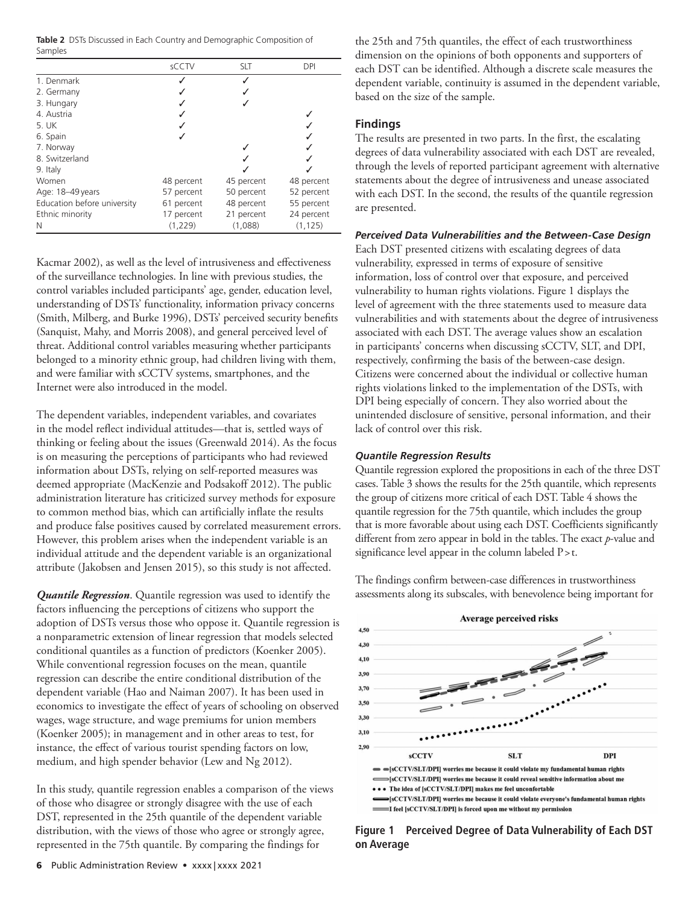**Table 2** DSTs Discussed in Each Country and Demographic Composition of Samples

| | sCCTV | SLT | DPI |
|---|---|---|---|
| 1. Denmark | ✓ | ✓ | |
| 2. Germany | ✓ | ✓ | |
| 3. Hungary | ✓ | ✓ | |
| 4. Austria | ✓ | | ✓ |
| 5. UK | ✓ | | ✓ |
| 6. Spain | ✓ | | ✓ |
| 7. Norway | | ✓ | ✓ |
| 8. Switzerland | | ✓ | ✓ |
| 9. Italy | | ✓ | ✓ |
| Women | 48 percent | 45 percent | 48 percent |
| Age: 18–49 years | 57 percent | 50 percent | 52 percent |
| Education before university | 61 percent | 48 percent | 55 percent |
| Ethnic minority | 17 percent | 21 percent | 24 percent |
| N | (1,229) | (1,088) | (1,125) |

Kacmar 2002), as well as the level of intrusiveness and effectiveness of the surveillance technologies. In line with previous studies, the control variables included participants' age, gender, education level, understanding of DSTs' functionality, information privacy concerns (Smith, Milberg, and Burke 1996), DSTs' perceived security benefits (Sanquist, Mahy, and Morris 2008), and general perceived level of threat. Additional control variables measuring whether participants belonged to a minority ethnic group, had children living with them, and were familiar with sCCTV systems, smartphones, and the Internet were also introduced in the model.

The dependent variables, independent variables, and covariates in the model reflect individual attitudes—that is, settled ways of thinking or feeling about the issues (Greenwald 2014). As the focus is on measuring the perceptions of participants who had reviewed information about DSTs, relying on self-reported measures was deemed appropriate (MacKenzie and Podsakoff 2012). The public administration literature has criticized survey methods for exposure to common method bias, which can artificially inflate the results and produce false positives caused by correlated measurement errors. However, this problem arises when the independent variable is an individual attitude and the dependent variable is an organizational attribute (Jakobsen and Jensen 2015), so this study is not affected.

***Quantile Regression***. Quantile regression was used to identify the factors influencing the perceptions of citizens who support the adoption of DSTs versus those who oppose it. Quantile regression is a nonparametric extension of linear regression that models selected conditional quantiles as a function of predictors (Koenker 2005). While conventional regression focuses on the mean, quantile regression can describe the entire conditional distribution of the dependent variable (Hao and Naiman 2007). It has been used in economics to investigate the effect of years of schooling on observed wages, wage structure, and wage premiums for union members (Koenker 2005); in management and in other areas to test, for instance, the effect of various tourist spending factors on low, medium, and high spender behavior (Lew and Ng 2012).

In this study, quantile regression enables a comparison of the views of those who disagree or strongly disagree with the use of each DST, represented in the 25th quantile of the dependent variable distribution, with the views of those who agree or strongly agree, represented in the 75th quantile. By comparing the findings for the 25th and 75th quantiles, the effect of each trustworthiness dimension on the opinions of both opponents and supporters of each DST can be identified. Although a discrete scale measures the dependent variable, continuity is assumed in the dependent variable, based on the size of the sample.

## Findings

The results are presented in two parts. In the first, the escalating degrees of data vulnerability associated with each DST are revealed, through the levels of reported participant agreement with alternative statements about the degree of intrusiveness and unease associated with each DST. In the second, the results of the quantile regression are presented.

### *Perceived Data Vulnerabilities and the Between-Case Design*

Each DST presented citizens with escalating degrees of data vulnerability, expressed in terms of exposure of sensitive information, loss of control over that exposure, and perceived vulnerability to human rights violations. Figure 1 displays the level of agreement with the three statements used to measure data vulnerabilities and with statements about the degree of intrusiveness associated with each DST. The average values show an escalation in participants' concerns when discussing sCCTV, SLT, and DPI, respectively, confirming the basis of the between-case design. Citizens were concerned about the individual or collective human rights violations linked to the implementation of the DSTs, with DPI being especially of concern. They also worried about the unintended disclosure of sensitive, personal information, and their lack of control over this risk.

### *Quantile Regression Results*

Quantile regression explored the propositions in each of the three DST cases. Table 3 shows the results for the 25th quantile, which represents the group of citizens more critical of each DST. Table 4 shows the quantile regression for the 75th quantile, which includes the group that is more favorable about using each DST. Coefficients significantly different from zero appear in bold in the tables. The exact *p*-value and significance level appear in the column labeled P > t.

The findings confirm between-case differences in trustworthiness assessments along its subscales, with benevolence being important for

**Figure 1 Perceived Degree of Data Vulnerability of Each DST on Average**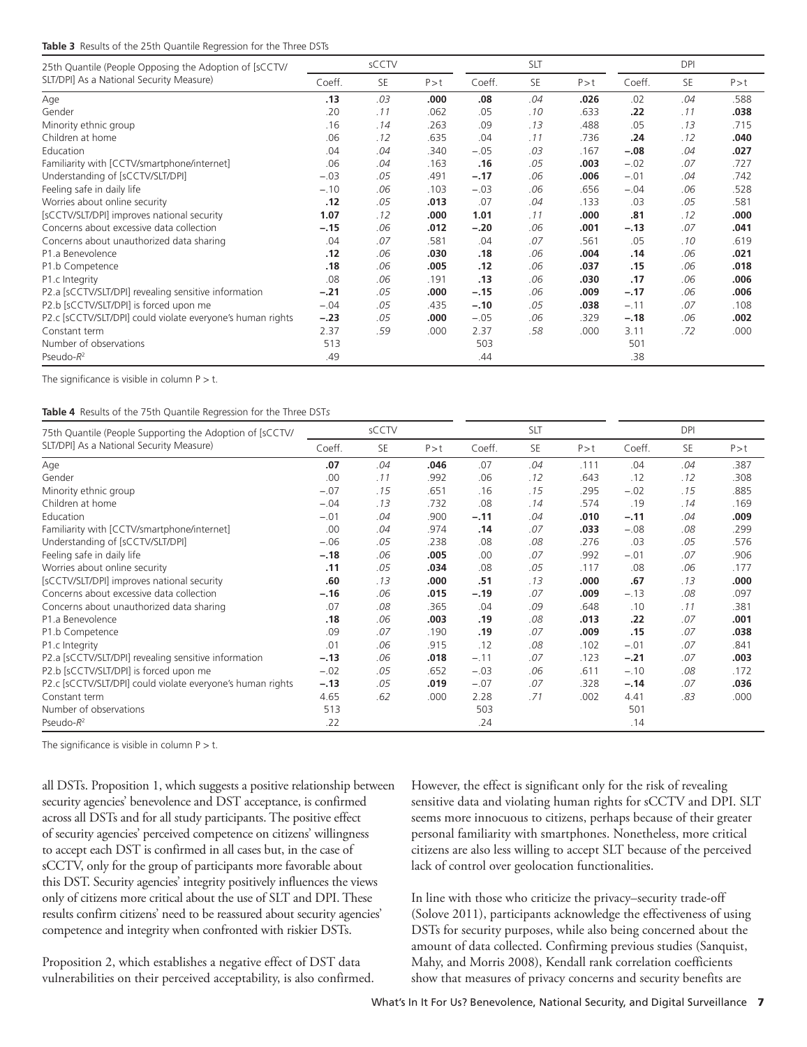**Table 3** Results of the 25th Quantile Regression for the Three DSTs

| 25th Quantile (People Opposing the Adoption of [sCCTV/ SLT/DPI] As a National Security Measure) | sCCTV | | | SLT | | | DPI | | |
|---|---|---|---|---|---|---|---|---|---|
| | Coeff. | SE | P>t | Coeff. | SE | P>t | Coeff. | SE | P>t |
| Age | **.13** | *.03* | **.000** | **.08** | *.04* | **.026** | .02 | *.04* | .588 |
| Gender | .20 | *.11* | .062 | .05 | *.10* | .633 | **.22** | *.11* | **.038** |
| Minority ethnic group | .16 | *.14* | .263 | .09 | *.13* | .488 | .05 | *.13* | .715 |
| Children at home | .06 | *.12* | .635 | .04 | *.11* | .736 | **.24** | *.12* | **.040** |
| Education | .04 | *.04* | .340 | −.05 | *.03* | .167 | **−.08** | *.04* | **.027** |
| Familiarity with [CCTV/smartphone/internet] | .06 | *.04* | .163 | **.16** | *.05* | **.003** | −.02 | *.07* | .727 |
| Understanding of [sCCTV/SLT/DPI] | −.03 | *.05* | .491 | **−.17** | *.06* | **.006** | −.01 | *.04* | .742 |
| Feeling safe in daily life | −.10 | *.06* | .103 | −.03 | *.06* | .656 | −.04 | *.06* | .528 |
| Worries about online security | **.12** | *.05* | **.013** | .07 | *.04* | .133 | .03 | *.05* | .581 |
| [sCCTV/SLT/DPI] improves national security | **1.07** | *.12* | **.000** | **1.01** | *.11* | **.000** | **.81** | *.12* | **.000** |
| Concerns about excessive data collection | **−.15** | *.06* | **.012** | **−.20** | *.06* | **.001** | **−.13** | *.07* | **.041** |
| Concerns about unauthorized data sharing | .04 | *.07* | .581 | .04 | *.07* | .561 | .05 | *.10* | .619 |
| P1.a Benevolence | **.12** | *.06* | **.030** | **.18** | *.06* | **.004** | **.14** | *.06* | **.021** |
| P1.b Competence | **.18** | *.06* | **.005** | **.12** | *.06* | **.037** | **.15** | *.06* | **.018** |
| P1.c Integrity | .08 | *.06* | .191 | **.13** | *.06* | **.030** | **.17** | *.06* | **.006** |
| P2.a [sCCTV/SLT/DPI] revealing sensitive information | **−.21** | *.05* | **.000** | **−.15** | *.06* | **.009** | **−.17** | *.06* | **.006** |
| P2.b [sCCTV/SLT/DPI] is forced upon me | −.04 | *.05* | .435 | **−.10** | *.05* | **.038** | −.11 | *.07* | .108 |
| P2.c [sCCTV/SLT/DPI] could violate everyone's human rights | **−.23** | *.05* | **.000** | −.05 | *.06* | .329 | **−.18** | *.06* | **.002** |
| Constant term | 2.37 | *.59* | .000 | 2.37 | *.58* | .000 | 3.11 | *.72* | .000 |
| Number of observations | 513 | | | 503 | | | 501 | | |
| Pseudo-$R^2$ | .49 | | | .44 | | | .38 | | |

The significance is visible in column P > t.

**Table 4** Results of the 75th Quantile Regression for the Three DSTs

| 75th Quantile (People Supporting the Adoption of [sCCTV/ SLT/DPI] As a National Security Measure) | sCCTV | | | SLT | | | DPI | | |
|---|---|---|---|---|---|---|---|---|---|
| | Coeff. | SE | P>t | Coeff. | SE | P>t | Coeff. | SE | P>t |
| Age | **.07** | *.04* | **.046** | .07 | *.04* | .111 | .04 | *.04* | .387 |
| Gender | .00 | *.11* | .992 | .06 | *.12* | .643 | .12 | *.12* | .308 |
| Minority ethnic group | −.07 | *.15* | .651 | .16 | *.15* | .295 | −.02 | *.15* | .885 |
| Children at home | −.04 | *.13* | .732 | .08 | *.14* | .574 | .19 | *.14* | .169 |
| Education | −.01 | *.04* | .900 | **−.11** | *.04* | **.010** | **−.11** | *.04* | **.009** |
| Familiarity with [CCTV/smartphone/internet] | .00 | *.04* | .974 | **.14** | *.07* | **.033** | −.08 | *.08* | .299 |
| Understanding of [sCCTV/SLT/DPI] | −.06 | *.05* | .238 | .08 | *.08* | .276 | .03 | *.05* | .576 |
| Feeling safe in daily life | **−.18** | *.06* | **.005** | .00 | *.07* | .992 | −.01 | *.07* | .906 |
| Worries about online security | **.11** | *.05* | **.034** | .08 | *.05* | .117 | .08 | *.06* | .177 |
| [sCCTV/SLT/DPI] improves national security | **.60** | *.13* | **.000** | **.51** | *.13* | **.000** | **.67** | *.13* | **.000** |
| Concerns about excessive data collection | **−.16** | *.06* | **.015** | **−.19** | *.07* | **.009** | −.13 | *.08* | .097 |
| Concerns about unauthorized data sharing | .07 | *.08* | .365 | .04 | *.09* | .648 | .10 | *.11* | .381 |
| P1.a Benevolence | **.18** | *.06* | **.003** | **.19** | *.08* | **.013** | **.22** | *.07* | **.001** |
| P1.b Competence | .09 | *.07* | .190 | **.19** | *.07* | **.009** | **.15** | *.07* | **.038** |
| P1.c Integrity | .01 | *.06* | .915 | .12 | *.08* | .102 | −.01 | *.07* | .841 |
| P2.a [sCCTV/SLT/DPI] revealing sensitive information | **−.13** | *.06* | **.018** | −.11 | *.07* | .123 | **−.21** | *.07* | **.003** |
| P2.b [sCCTV/SLT/DPI] is forced upon me | −.02 | *.05* | .652 | −.03 | *.06* | .611 | −.10 | *.08* | .172 |
| P2.c [sCCTV/SLT/DPI] could violate everyone's human rights | **−.13** | *.05* | **.019** | −.07 | *.07* | .328 | **−.14** | *.07* | **.036** |
| Constant term | 4.65 | *.62* | .000 | 2.28 | *.71* | .002 | 4.41 | *.83* | .000 |
| Number of observations | 513 | | | 503 | | | 501 | | |
| Pseudo-$R^2$ | .22 | | | .24 | | | .14 | | |

The significance is visible in column P > t.

all DSTs. Proposition 1, which suggests a positive relationship between security agencies' benevolence and DST acceptance, is confirmed across all DSTs and for all study participants. The positive effect of security agencies' perceived competence on citizens' willingness to accept each DST is confirmed in all cases but, in the case of sCCTV, only for the group of participants more favorable about this DST. Security agencies' integrity positively influences the views only of citizens more critical about the use of SLT and DPI. These results confirm citizens' need to be reassured about security agencies' competence and integrity when confronted with riskier DSTs.

Proposition 2, which establishes a negative effect of DST data vulnerabilities on their perceived acceptability, is also confirmed. However, the effect is significant only for the risk of revealing sensitive data and violating human rights for sCCTV and DPI. SLT seems more innocuous to citizens, perhaps because of their greater personal familiarity with smartphones. Nonetheless, more critical citizens are also less willing to accept SLT because of the perceived lack of control over geolocation functionalities.

In line with those who criticize the privacy–security trade-off (Solove 2011), participants acknowledge the effectiveness of using DSTs for security purposes, while also being concerned about the amount of data collected. Confirming previous studies (Sanquist, Mahy, and Morris 2008), Kendall rank correlation coefficients show that measures of privacy concerns and security benefits are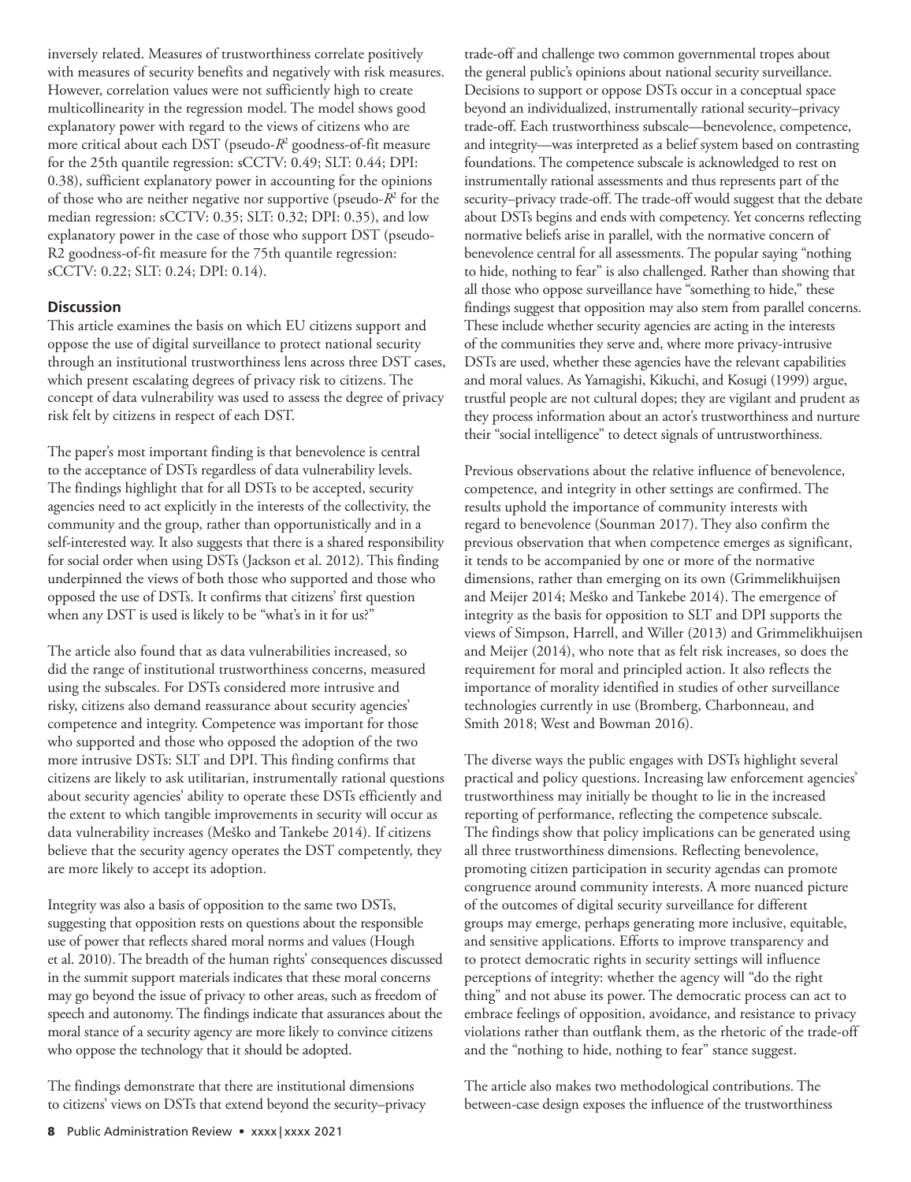inversely related. Measures of trustworthiness correlate positively with measures of security benefits and negatively with risk measures. However, correlation values were not sufficiently high to create multicollinearity in the regression model. The model shows good explanatory power with regard to the views of citizens who are more critical about each DST (pseudo-$R^2$ goodness-of-fit measure for the 25th quantile regression: sCCTV: 0.49; SLT: 0.44; DPI: 0.38), sufficient explanatory power in accounting for the opinions of those who are neither negative nor supportive (pseudo-$R^2$ for the median regression: sCCTV: 0.35; SLT: 0.32; DPI: 0.35), and low explanatory power in the case of those who support DST (pseudo-R2 goodness-of-fit measure for the 75th quantile regression: sCCTV: 0.22; SLT: 0.24; DPI: 0.14).

## Discussion

This article examines the basis on which EU citizens support and oppose the use of digital surveillance to protect national security through an institutional trustworthiness lens across three DST cases, which present escalating degrees of privacy risk to citizens. The concept of data vulnerability was used to assess the degree of privacy risk felt by citizens in respect of each DST.

The paper's most important finding is that benevolence is central to the acceptance of DSTs regardless of data vulnerability levels. The findings highlight that for all DSTs to be accepted, security agencies need to act explicitly in the interests of the collectivity, the community and the group, rather than opportunistically and in a self-interested way. It also suggests that there is a shared responsibility for social order when using DSTs (Jackson et al. 2012). This finding underpinned the views of both those who supported and those who opposed the use of DSTs. It confirms that citizens' first question when any DST is used is likely to be "what's in it for us?"

The article also found that as data vulnerabilities increased, so did the range of institutional trustworthiness concerns, measured using the subscales. For DSTs considered more intrusive and risky, citizens also demand reassurance about security agencies' competence and integrity. Competence was important for those who supported and those who opposed the adoption of the two more intrusive DSTs: SLT and DPI. This finding confirms that citizens are likely to ask utilitarian, instrumentally rational questions about security agencies' ability to operate these DSTs efficiently and the extent to which tangible improvements in security will occur as data vulnerability increases (Meško and Tankebe 2014). If citizens believe that the security agency operates the DST competently, they are more likely to accept its adoption.

Integrity was also a basis of opposition to the same two DSTs, suggesting that opposition rests on questions about the responsible use of power that reflects shared moral norms and values (Hough et al. 2010). The breadth of the human rights' consequences discussed in the summit support materials indicates that these moral concerns may go beyond the issue of privacy to other areas, such as freedom of speech and autonomy. The findings indicate that assurances about the moral stance of a security agency are more likely to convince citizens who oppose the technology that it should be adopted.

The findings demonstrate that there are institutional dimensions to citizens' views on DSTs that extend beyond the security–privacy trade-off and challenge two common governmental tropes about the general public's opinions about national security surveillance. Decisions to support or oppose DSTs occur in a conceptual space beyond an individualized, instrumentally rational security–privacy trade-off. Each trustworthiness subscale—benevolence, competence, and integrity—was interpreted as a belief system based on contrasting foundations. The competence subscale is acknowledged to rest on instrumentally rational assessments and thus represents part of the security–privacy trade-off. The trade-off would suggest that the debate about DSTs begins and ends with competency. Yet concerns reflecting normative beliefs arise in parallel, with the normative concern of benevolence central for all assessments. The popular saying "nothing to hide, nothing to fear" is also challenged. Rather than showing that all those who oppose surveillance have "something to hide," these findings suggest that opposition may also stem from parallel concerns. These include whether security agencies are acting in the interests of the communities they serve and, where more privacy-intrusive DSTs are used, whether these agencies have the relevant capabilities and moral values. As Yamagishi, Kikuchi, and Kosugi (1999) argue, trustful people are not cultural dopes; they are vigilant and prudent as they process information about an actor's trustworthiness and nurture their "social intelligence" to detect signals of untrustworthiness.

Previous observations about the relative influence of benevolence, competence, and integrity in other settings are confirmed. The results uphold the importance of community interests with regard to benevolence (Sounman 2017). They also confirm the previous observation that when competence emerges as significant, it tends to be accompanied by one or more of the normative dimensions, rather than emerging on its own (Grimmelikhuijsen and Meijer 2014; Meško and Tankebe 2014). The emergence of integrity as the basis for opposition to SLT and DPI supports the views of Simpson, Harrell, and Willer (2013) and Grimmelikhuijsen and Meijer (2014), who note that as felt risk increases, so does the requirement for moral and principled action. It also reflects the importance of morality identified in studies of other surveillance technologies currently in use (Bromberg, Charbonneau, and Smith 2018; West and Bowman 2016).

The diverse ways the public engages with DSTs highlight several practical and policy questions. Increasing law enforcement agencies' trustworthiness may initially be thought to lie in the increased reporting of performance, reflecting the competence subscale. The findings show that policy implications can be generated using all three trustworthiness dimensions. Reflecting benevolence, promoting citizen participation in security agendas can promote congruence around community interests. A more nuanced picture of the outcomes of digital security surveillance for different groups may emerge, perhaps generating more inclusive, equitable, and sensitive applications. Efforts to improve transparency and to protect democratic rights in security settings will influence perceptions of integrity: whether the agency will "do the right thing" and not abuse its power. The democratic process can act to embrace feelings of opposition, avoidance, and resistance to privacy violations rather than outflank them, as the rhetoric of the trade-off and the "nothing to hide, nothing to fear" stance suggest.

The article also makes two methodological contributions. The between-case design exposes the influence of the trustworthiness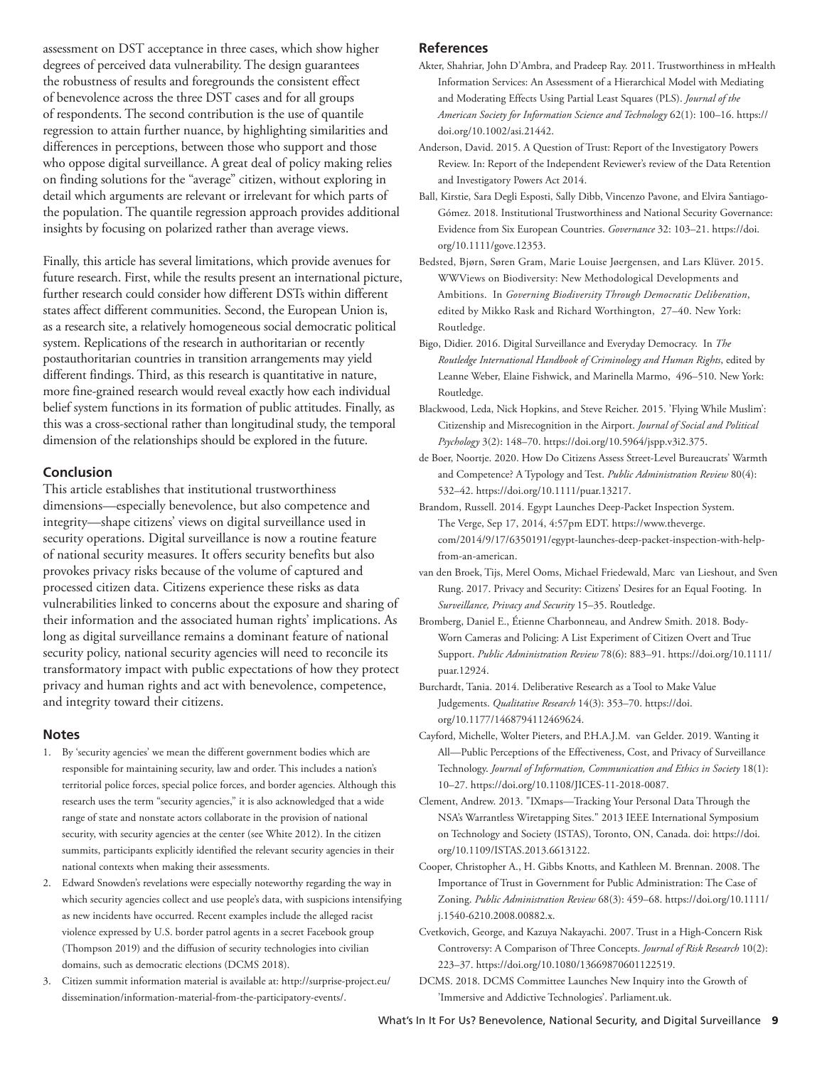assessment on DST acceptance in three cases, which show higher degrees of perceived data vulnerability. The design guarantees the robustness of results and foregrounds the consistent effect of benevolence across the three DST cases and for all groups of respondents. The second contribution is the use of quantile regression to attain further nuance, by highlighting similarities and differences in perceptions, between those who support and those who oppose digital surveillance. A great deal of policy making relies on finding solutions for the "average" citizen, without exploring in detail which arguments are relevant or irrelevant for which parts of the population. The quantile regression approach provides additional insights by focusing on polarized rather than average views.

Finally, this article has several limitations, which provide avenues for future research. First, while the results present an international picture, further research could consider how different DSTs within different states affect different communities. Second, the European Union is, as a research site, a relatively homogeneous social democratic political system. Replications of the research in authoritarian or recently postauthoritarian countries in transition arrangements may yield different findings. Third, as this research is quantitative in nature, more fine-grained research would reveal exactly how each individual belief system functions in its formation of public attitudes. Finally, as this was a cross-sectional rather than longitudinal study, the temporal dimension of the relationships should be explored in the future.

## Conclusion

This article establishes that institutional trustworthiness dimensions—especially benevolence, but also competence and integrity—shape citizens' views on digital surveillance used in security operations. Digital surveillance is now a routine feature of national security measures. It offers security benefits but also provokes privacy risks because of the volume of captured and processed citizen data. Citizens experience these risks as data vulnerabilities linked to concerns about the exposure and sharing of their information and the associated human rights' implications. As long as digital surveillance remains a dominant feature of national security policy, national security agencies will need to reconcile its transformatory impact with public expectations of how they protect privacy and human rights and act with benevolence, competence, and integrity toward their citizens.

## Notes

1. By 'security agencies' we mean the different government bodies which are responsible for maintaining security, law and order. This includes a nation's territorial police forces, special police forces, and border agencies. Although this research uses the term "security agencies," it is also acknowledged that a wide range of state and nonstate actors collaborate in the provision of national security, with security agencies at the center (see White 2012). In the citizen summits, participants explicitly identified the relevant security agencies in their national contexts when making their assessments.
2. Edward Snowden's revelations were especially noteworthy regarding the way in which security agencies collect and use people's data, with suspicions intensifying as new incidents have occurred. Recent examples include the alleged racist violence expressed by U.S. border patrol agents in a secret Facebook group (Thompson 2019) and the diffusion of security technologies into civilian domains, such as democratic elections (DCMS 2018).
3. Citizen summit information material is available at: http://surprise-project.eu/dissemination/information-material-from-the-participatory-events/.

## References

Akter, Shahriar, John D'Ambra, and Pradeep Ray. 2011. Trustworthiness in mHealth Information Services: An Assessment of a Hierarchical Model with Mediating and Moderating Effects Using Partial Least Squares (PLS). *Journal of the American Society for Information Science and Technology* 62(1): 100–16. https://doi.org/10.1002/asi.21442.

Anderson, David. 2015. A Question of Trust: Report of the Investigatory Powers Review. In: Report of the Independent Reviewer's review of the Data Retention and Investigatory Powers Act 2014.

Ball, Kirstie, Sara Degli Esposti, Sally Dibb, Vincenzo Pavone, and Elvira Santiago-Gómez. 2018. Institutional Trustworthiness and National Security Governance: Evidence from Six European Countries. *Governance* 32: 103–21. https://doi.org/10.1111/gove.12353.

Bedsted, Bjørn, Søren Gram, Marie Louise Jøergensen, and Lars Klüver. 2015. WWViews on Biodiversity: New Methodological Developments and Ambitions. In *Governing Biodiversity Through Democratic Deliberation*, edited by Mikko Rask and Richard Worthington, 27–40. New York: Routledge.

Bigo, Didier. 2016. Digital Surveillance and Everyday Democracy. In *The Routledge International Handbook of Criminology and Human Rights*, edited by Leanne Weber, Elaine Fishwick, and Marinella Marmo, 496–510. New York: Routledge.

Blackwood, Leda, Nick Hopkins, and Steve Reicher. 2015. 'Flying While Muslim': Citizenship and Misrecognition in the Airport. *Journal of Social and Political Psychology* 3(2): 148–70. https://doi.org/10.5964/jspp.v3i2.375.

de Boer, Noortje. 2020. How Do Citizens Assess Street-Level Bureaucrats' Warmth and Competence? A Typology and Test. *Public Administration Review* 80(4): 532–42. https://doi.org/10.1111/puar.13217.

Brandom, Russell. 2014. Egypt Launches Deep-Packet Inspection System. The Verge, Sep 17, 2014, 4:57pm EDT. https://www.theverge.com/2014/9/17/6350191/egypt-launches-deep-packet-inspection-with-help-from-an-american.

van den Broek, Tijs, Merel Ooms, Michael Friedewald, Marc van Lieshout, and Sven Rung. 2017. Privacy and Security: Citizens' Desires for an Equal Footing. In *Surveillance, Privacy and Security* 15–35. Routledge.

Bromberg, Daniel E., Étienne Charbonneau, and Andrew Smith. 2018. Body-Worn Cameras and Policing: A List Experiment of Citizen Overt and True Support. *Public Administration Review* 78(6): 883–91. https://doi.org/10.1111/puar.12924.

Burchardt, Tania. 2014. Deliberative Research as a Tool to Make Value Judgements. *Qualitative Research* 14(3): 353–70. https://doi.org/10.1177/1468794112469624.

Cayford, Michelle, Wolter Pieters, and P.H.A.J.M. van Gelder. 2019. Wanting it All—Public Perceptions of the Effectiveness, Cost, and Privacy of Surveillance Technology. *Journal of Information, Communication and Ethics in Society* 18(1): 10–27. https://doi.org/10.1108/JICES-11-2018-0087.

Clement, Andrew. 2013. "IXmaps—Tracking Your Personal Data Through the NSA's Warrantless Wiretapping Sites." 2013 IEEE International Symposium on Technology and Society (ISTAS), Toronto, ON, Canada. doi: https://doi.org/10.1109/ISTAS.2013.6613122.

Cooper, Christopher A., H. Gibbs Knotts, and Kathleen M. Brennan. 2008. The Importance of Trust in Government for Public Administration: The Case of Zoning. *Public Administration Review* 68(3): 459–68. https://doi.org/10.1111/j.1540-6210.2008.00882.x.

Cvetkovich, George, and Kazuya Nakayachi. 2007. Trust in a High-Concern Risk Controversy: A Comparison of Three Concepts. *Journal of Risk Research* 10(2): 223–37. https://doi.org/10.1080/13669870601122519.

DCMS. 2018. DCMS Committee Launches New Inquiry into the Growth of 'Immersive and Addictive Technologies'. Parliament.uk.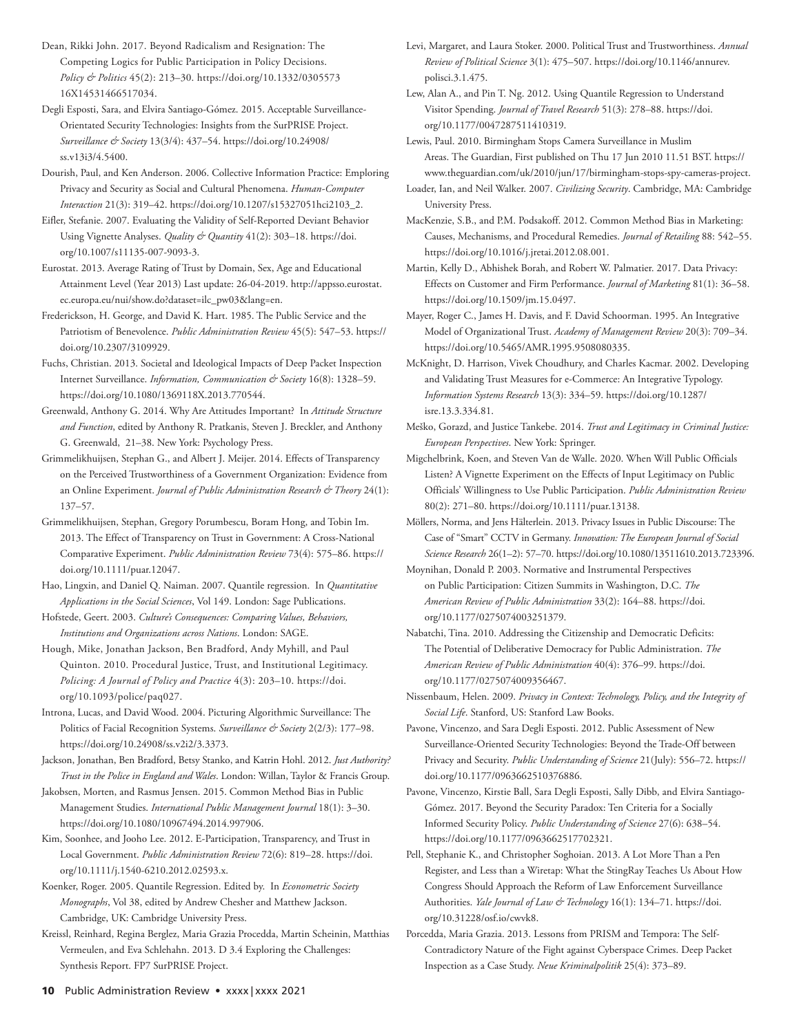Dean, Rikki John. 2017. Beyond Radicalism and Resignation: The Competing Logics for Public Participation in Policy Decisions. *Policy & Politics* 45(2): 213–30. https://doi.org/10.1332/030557316X14531466517034.

Degli Esposti, Sara, and Elvira Santiago-Gómez. 2015. Acceptable Surveillance-Orientated Security Technologies: Insights from the SurPRISE Project. *Surveillance & Society* 13(3/4): 437–54. https://doi.org/10.24908/ss.v13i3/4.5400.

Dourish, Paul, and Ken Anderson. 2006. Collective Information Practice: Emploring Privacy and Security as Social and Cultural Phenomena. *Human-Computer Interaction* 21(3): 319–42. https://doi.org/10.1207/s15327051hci2103_2.

Eifler, Stefanie. 2007. Evaluating the Validity of Self-Reported Deviant Behavior Using Vignette Analyses. *Quality & Quantity* 41(2): 303–18. https://doi.org/10.1007/s11135-007-9093-3.

Eurostat. 2013. Average Rating of Trust by Domain, Sex, Age and Educational Attainment Level (Year 2013) Last update: 26-04-2019. http://appsso.eurostat.ec.europa.eu/nui/show.do?dataset=ilc_pw03&lang=en.

Frederickson, H. George, and David K. Hart. 1985. The Public Service and the Patriotism of Benevolence. *Public Administration Review* 45(5): 547–53. https://doi.org/10.2307/3109929.

Fuchs, Christian. 2013. Societal and Ideological Impacts of Deep Packet Inspection Internet Surveillance. *Information, Communication & Society* 16(8): 1328–59. https://doi.org/10.1080/1369118X.2013.770544.

Greenwald, Anthony G. 2014. Why Are Attitudes Important? In *Attitude Structure and Function*, edited by Anthony R. Pratkanis, Steven J. Breckler, and Anthony G. Greenwald, 21–38. New York: Psychology Press.

Grimmelikhuijsen, Stephan G., and Albert J. Meijer. 2014. Effects of Transparency on the Perceived Trustworthiness of a Government Organization: Evidence from an Online Experiment. *Journal of Public Administration Research & Theory* 24(1): 137–57.

Grimmelikhuijsen, Stephan, Gregory Porumbescu, Boram Hong, and Tobin Im. 2013. The Effect of Transparency on Trust in Government: A Cross-National Comparative Experiment. *Public Administration Review* 73(4): 575–86. https://doi.org/10.1111/puar.12047.

Hao, Lingxin, and Daniel Q. Naiman. 2007. Quantile regression. In *Quantitative Applications in the Social Sciences*, Vol 149. London: Sage Publications.

Hofstede, Geert. 2003. *Culture's Consequences: Comparing Values, Behaviors, Institutions and Organizations across Nations*. London: SAGE.

Hough, Mike, Jonathan Jackson, Ben Bradford, Andy Myhill, and Paul Quinton. 2010. Procedural Justice, Trust, and Institutional Legitimacy. *Policing: A Journal of Policy and Practice* 4(3): 203–10. https://doi.org/10.1093/police/paq027.

Introna, Lucas, and David Wood. 2004. Picturing Algorithmic Surveillance: The Politics of Facial Recognition Systems. *Surveillance & Society* 2(2/3): 177–98. https://doi.org/10.24908/ss.v2i2/3.3373.

Jackson, Jonathan, Ben Bradford, Betsy Stanko, and Katrin Hohl. 2012. *Just Authority? Trust in the Police in England and Wales*. London: Willan, Taylor & Francis Group.

Jakobsen, Morten, and Rasmus Jensen. 2015. Common Method Bias in Public Management Studies. *International Public Management Journal* 18(1): 3–30. https://doi.org/10.1080/10967494.2014.997906.

Kim, Soonhee, and Jooho Lee. 2012. E-Participation, Transparency, and Trust in Local Government. *Public Administration Review* 72(6): 819–28. https://doi.org/10.1111/j.1540-6210.2012.02593.x.

Koenker, Roger. 2005. Quantile Regression. Edited by. In *Econometric Society Monographs*, Vol 38, edited by Andrew Chesher and Matthew Jackson. Cambridge, UK: Cambridge University Press.

Kreissl, Reinhard, Regina Berglez, Maria Grazia Procedda, Martin Scheinin, Matthias Vermeulen, and Eva Schlehahn. 2013. D 3.4 Exploring the Challenges: Synthesis Report. FP7 SurPRISE Project.

Levi, Margaret, and Laura Stoker. 2000. Political Trust and Trustworthiness. *Annual Review of Political Science* 3(1): 475–507. https://doi.org/10.1146/annurev.polisci.3.1.475.

Lew, Alan A., and Pin T. Ng. 2012. Using Quantile Regression to Understand Visitor Spending. *Journal of Travel Research* 51(3): 278–88. https://doi.org/10.1177/0047287511410319.

Lewis, Paul. 2010. Birmingham Stops Camera Surveillance in Muslim Areas. The Guardian, First published on Thu 17 Jun 2010 11.51 BST. https://www.theguardian.com/uk/2010/jun/17/birmingham-stops-spy-cameras-project.

Loader, Ian, and Neil Walker. 2007. *Civilizing Security*. Cambridge, MA: Cambridge University Press.

MacKenzie, S.B., and P.M. Podsakoff. 2012. Common Method Bias in Marketing: Causes, Mechanisms, and Procedural Remedies. *Journal of Retailing* 88: 542–55. https://doi.org/10.1016/j.jretai.2012.08.001.

Martin, Kelly D., Abhishek Borah, and Robert W. Palmatier. 2017. Data Privacy: Effects on Customer and Firm Performance. *Journal of Marketing* 81(1): 36–58. https://doi.org/10.1509/jm.15.0497.

Mayer, Roger C., James H. Davis, and F. David Schoorman. 1995. An Integrative Model of Organizational Trust. *Academy of Management Review* 20(3): 709–34. https://doi.org/10.5465/AMR.1995.9508080335.

McKnight, D. Harrison, Vivek Choudhury, and Charles Kacmar. 2002. Developing and Validating Trust Measures for e-Commerce: An Integrative Typology. *Information Systems Research* 13(3): 334–59. https://doi.org/10.1287/isre.13.3.334.81.

Meško, Gorazd, and Justice Tankebe. 2014. *Trust and Legitimacy in Criminal Justice: European Perspectives*. New York: Springer.

Migchelbrink, Koen, and Steven Van de Walle. 2020. When Will Public Officials Listen? A Vignette Experiment on the Effects of Input Legitimacy on Public Officials' Willingness to Use Public Participation. *Public Administration Review* 80(2): 271–80. https://doi.org/10.1111/puar.13138.

Möllers, Norma, and Jens Hälterlein. 2013. Privacy Issues in Public Discourse: The Case of "Smart" CCTV in Germany. *Innovation: The European Journal of Social Science Research* 26(1–2): 57–70. https://doi.org/10.1080/13511610.2013.723396.

Moynihan, Donald P. 2003. Normative and Instrumental Perspectives on Public Participation: Citizen Summits in Washington, D.C. *The American Review of Public Administration* 33(2): 164–88. https://doi.org/10.1177/0275074003251379.

Nabatchi, Tina. 2010. Addressing the Citizenship and Democratic Deficits: The Potential of Deliberative Democracy for Public Administration. *The American Review of Public Administration* 40(4): 376–99. https://doi.org/10.1177/0275074009356467.

Nissenbaum, Helen. 2009. *Privacy in Context: Technology, Policy, and the Integrity of Social Life*. Stanford, US: Stanford Law Books.

Pavone, Vincenzo, and Sara Degli Esposti. 2012. Public Assessment of New Surveillance-Oriented Security Technologies: Beyond the Trade-Off between Privacy and Security. *Public Understanding of Science* 21(July): 556–72. https://doi.org/10.1177/0963662510376886.

Pavone, Vincenzo, Kirstie Ball, Sara Degli Esposti, Sally Dibb, and Elvira Santiago-Gómez. 2017. Beyond the Security Paradox: Ten Criteria for a Socially Informed Security Policy. *Public Understanding of Science* 27(6): 638–54. https://doi.org/10.1177/0963662517702321.

Pell, Stephanie K., and Christopher Soghoian. 2013. A Lot More Than a Pen Register, and Less than a Wiretap: What the StingRay Teaches Us About How Congress Should Approach the Reform of Law Enforcement Surveillance Authorities. *Yale Journal of Law & Technology* 16(1): 134–71. https://doi.org/10.31228/osf.io/cwvk8.

Porcedda, Maria Grazia. 2013. Lessons from PRISM and Tempora: The Self-Contradictory Nature of the Fight against Cyberspace Crimes. Deep Packet Inspection as a Case Study. *Neue Kriminalpolitik* 25(4): 373–89.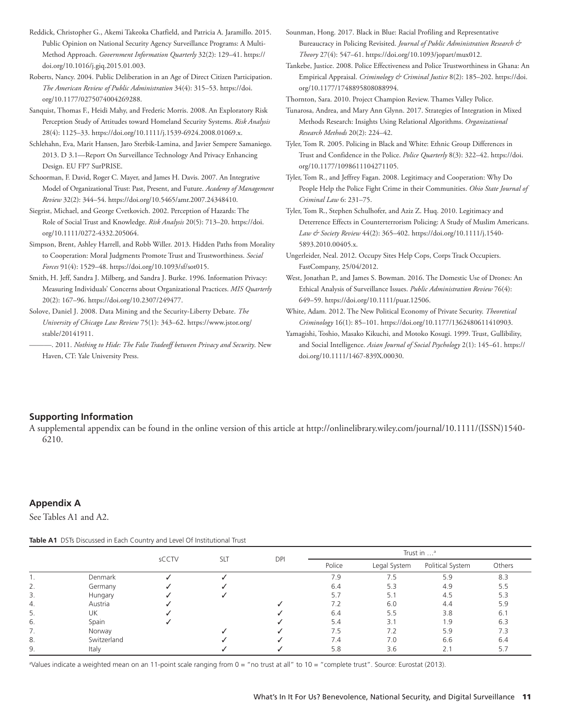Reddick, Christopher G., Akemi Takeoka Chatfield, and Patricia A. Jaramillo. 2015. Public Opinion on National Security Agency Surveillance Programs: A Multi-Method Approach. *Government Information Quarterly* 32(2): 129–41. https://doi.org/10.1016/j.giq.2015.01.003.

Roberts, Nancy. 2004. Public Deliberation in an Age of Direct Citizen Participation. *The American Review of Public Administration* 34(4): 315–53. https://doi.org/10.1177/0275074004269288.

Sanquist, Thomas F., Heidi Mahy, and Frederic Morris. 2008. An Exploratory Risk Perception Study of Attitudes toward Homeland Security Systems. *Risk Analysis* 28(4): 1125–33. https://doi.org/10.1111/j.1539-6924.2008.01069.x.

Schlehahn, Eva, Marit Hansen, Jaro Sterbik-Lamina, and Javier Sempere Samaniego. 2013. D 3.1—Report On Surveillance Technology And Privacy Enhancing Design. EU FP7 SurPRISE.

Schoorman, F. David, Roger C. Mayer, and James H. Davis. 2007. An Integrative Model of Organizational Trust: Past, Present, and Future. *Academy of Management Review* 32(2): 344–54. https://doi.org/10.5465/amr.2007.24348410.

Siegrist, Michael, and George Cvetkovich. 2002. Perception of Hazards: The Role of Social Trust and Knowledge. *Risk Analysis* 20(5): 713–20. https://doi.org/10.1111/0272-4332.205064.

Simpson, Brent, Ashley Harrell, and Robb Willer. 2013. Hidden Paths from Morality to Cooperation: Moral Judgments Promote Trust and Trustworthiness. *Social Forces* 91(4): 1529–48. https://doi.org/10.1093/sf/sot015.

Smith, H. Jeff, Sandra J. Milberg, and Sandra J. Burke. 1996. Information Privacy: Measuring Individuals' Concerns about Organizational Practices. *MIS Quarterly* 20(2): 167–96. https://doi.org/10.2307/249477.

Solove, Daniel J. 2008. Data Mining and the Security-Liberty Debate. *The University of Chicago Law Review* 75(1): 343–62. https://www.jstor.org/stable/20141911.

———. 2011. *Nothing to Hide: The False Tradeoff between Privacy and Security*. New Haven, CT: Yale University Press.

Sounman, Hong. 2017. Black in Blue: Racial Profiling and Representative Bureaucracy in Policing Revisited. *Journal of Public Administration Research & Theory* 27(4): 547–61. https://doi.org/10.1093/jopart/mux012.

Tankebe, Justice. 2008. Police Effectiveness and Police Trustworthiness in Ghana: An Empirical Appraisal. *Criminology & Criminal Justice* 8(2): 185–202. https://doi.org/10.1177/1748895808088994.

Thornton, Sara. 2010. Project Champion Review. Thames Valley Police.

Tunarosa, Andrea, and Mary Ann Glynn. 2017. Strategies of Integration in Mixed Methods Research: Insights Using Relational Algorithms. *Organizational Research Methods* 20(2): 224–42.

Tyler, Tom R. 2005. Policing in Black and White: Ethnic Group Differences in Trust and Confidence in the Police. *Police Quarterly* 8(3): 322–42. https://doi.org/10.1177/1098611104271105.

Tyler, Tom R., and Jeffrey Fagan. 2008. Legitimacy and Cooperation: Why Do People Help the Police Fight Crime in their Communities. *Ohio State Journal of Criminal Law* 6: 231–75.

Tyler, Tom R., Stephen Schulhofer, and Aziz Z. Huq. 2010. Legitimacy and Deterrence Effects in Counterterrorism Policing: A Study of Muslim Americans. *Law & Society Review* 44(2): 365–402. https://doi.org/10.1111/j.1540-5893.2010.00405.x.

Ungerleider, Neal. 2012. Occupy Sites Help Cops, Corps Track Occupiers. FastCompany, 25/04/2012.

West, Jonathan P., and James S. Bowman. 2016. The Domestic Use of Drones: An Ethical Analysis of Surveillance Issues. *Public Administration Review* 76(4): 649–59. https://doi.org/10.1111/puar.12506.

White, Adam. 2012. The New Political Economy of Private Security. *Theoretical Criminology* 16(1): 85–101. https://doi.org/10.1177/1362480611410903.

Yamagishi, Toshio, Masako Kikuchi, and Motoko Kosugi. 1999. Trust, Gullibility, and Social Intelligence. *Asian Journal of Social Psychology* 2(1): 145–61. https://doi.org/10.1111/1467-839X.00030.

## Supporting Information

A supplemental appendix can be found in the online version of this article at http://onlinelibrary.wiley.com/journal/10.1111/(ISSN)1540-6210.

## Appendix A

See Tables A1 and A2.

**Table A1** DSTs Discussed in Each Country and Level Of Institutional Trust

| | | sCCTV | SLT | DPI | Trust in …[a] | | | |
|---|---|---|---|---|---|---|---|---|
| | | | | | Police | Legal System | Political System | Others |
| 1. | Denmark | ✓ | ✓ | | 7.9 | 7.5 | 5.9 | 8.3 |
| 2. | Germany | ✓ | ✓ | | 6.4 | 5.3 | 4.9 | 5.5 |
| 3. | Hungary | ✓ | ✓ | | 5.7 | 5.1 | 4.5 | 5.3 |
| 4. | Austria | ✓ | | ✓ | 7.2 | 6.0 | 4.4 | 5.9 |
| 5. | UK | ✓ | | ✓ | 6.4 | 5.5 | 3.8 | 6.1 |
| 6. | Spain | ✓ | | ✓ | 5.4 | 3.1 | 1.9 | 6.3 |
| 7. | Norway | | ✓ | ✓ | 7.5 | 7.2 | 5.9 | 7.3 |
| 8. | Switzerland | | ✓ | ✓ | 7.4 | 7.0 | 6.6 | 6.4 |
| 9. | Italy | | ✓ | ✓ | 5.8 | 3.6 | 2.1 | 5.7 |

[a]Values indicate a weighted mean on an 11-point scale ranging from 0 = "no trust at all" to 10 = "complete trust". Source: Eurostat (2013).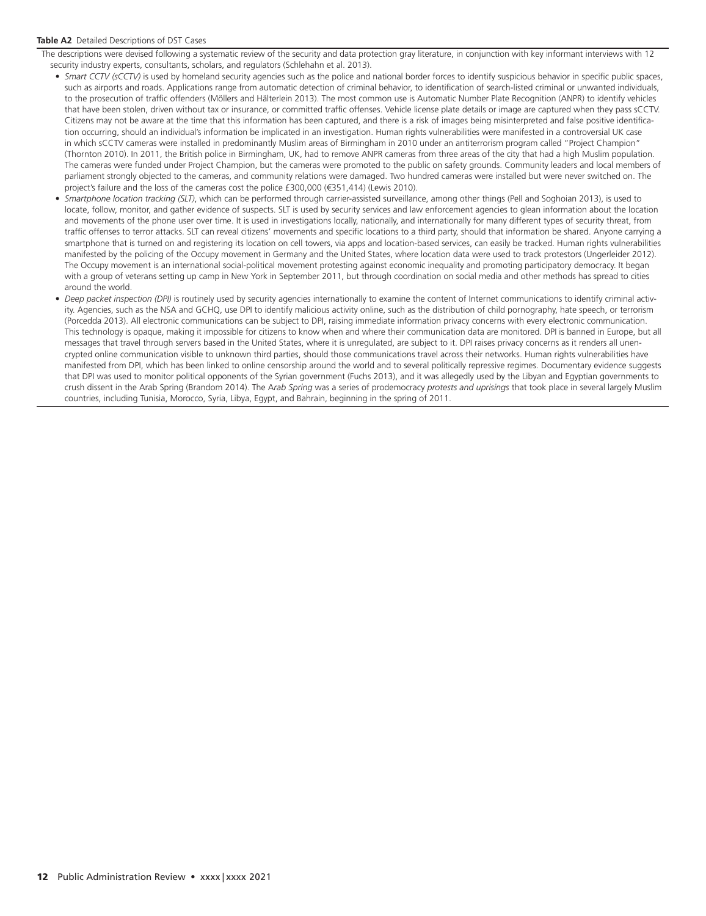**Table A2** Detailed Descriptions of DST Cases

The descriptions were devised following a systematic review of the security and data protection gray literature, in conjunction with key informant interviews with 12 security industry experts, consultants, scholars, and regulators (Schlehahn et al. 2013).

- *Smart CCTV (sCCTV)* is used by homeland security agencies such as the police and national border forces to identify suspicious behavior in specific public spaces, such as airports and roads. Applications range from automatic detection of criminal behavior, to identification of search-listed criminal or unwanted individuals, to the prosecution of traffic offenders (Möllers and Hälterlein 2013). The most common use is Automatic Number Plate Recognition (ANPR) to identify vehicles that have been stolen, driven without tax or insurance, or committed traffic offenses. Vehicle license plate details or image are captured when they pass sCCTV. Citizens may not be aware at the time that this information has been captured, and there is a risk of images being misinterpreted and false positive identification occurring, should an individual's information be implicated in an investigation. Human rights vulnerabilities were manifested in a controversial UK case in which sCCTV cameras were installed in predominantly Muslim areas of Birmingham in 2010 under an antiterrorism program called "Project Champion" (Thornton 2010). In 2011, the British police in Birmingham, UK, had to remove ANPR cameras from three areas of the city that had a high Muslim population. The cameras were funded under Project Champion, but the cameras were promoted to the public on safety grounds. Community leaders and local members of parliament strongly objected to the cameras, and community relations were damaged. Two hundred cameras were installed but were never switched on. The project's failure and the loss of the cameras cost the police £300,000 (€351,414) (Lewis 2010).
- *Smartphone location tracking (SLT)*, which can be performed through carrier-assisted surveillance, among other things (Pell and Soghoian 2013), is used to locate, follow, monitor, and gather evidence of suspects. SLT is used by security services and law enforcement agencies to glean information about the location and movements of the phone user over time. It is used in investigations locally, nationally, and internationally for many different types of security threat, from traffic offenses to terror attacks. SLT can reveal citizens' movements and specific locations to a third party, should that information be shared. Anyone carrying a smartphone that is turned on and registering its location on cell towers, via apps and location-based services, can easily be tracked. Human rights vulnerabilities manifested by the policing of the Occupy movement in Germany and the United States, where location data were used to track protestors (Ungerleider 2012). The Occupy movement is an international social-political movement protesting against economic inequality and promoting participatory democracy. It began with a group of veterans setting up camp in New York in September 2011, but through coordination on social media and other methods has spread to cities around the world.
- *Deep packet inspection (DPI)* is routinely used by security agencies internationally to examine the content of Internet communications to identify criminal activity. Agencies, such as the NSA and GCHQ, use DPI to identify malicious activity online, such as the distribution of child pornography, hate speech, or terrorism (Porcedda 2013). All electronic communications can be subject to DPI, raising immediate information privacy concerns with every electronic communication. This technology is opaque, making it impossible for citizens to know when and where their communication data are monitored. DPI is banned in Europe, but all messages that travel through servers based in the United States, where it is unregulated, are subject to it. DPI raises privacy concerns as it renders all unencrypted online communication visible to unknown third parties, should those communications travel across their networks. Human rights vulnerabilities have manifested from DPI, which has been linked to online censorship around the world and to several politically repressive regimes. Documentary evidence suggests that DPI was used to monitor political opponents of the Syrian government (Fuchs 2013), and it was allegedly used by the Libyan and Egyptian governments to crush dissent in the Arab Spring (Brandom 2014). The A*rab Spring* was a series of prodemocracy *protests and uprisings* that took place in several largely Muslim countries, including Tunisia, Morocco, Syria, Libya, Egypt, and Bahrain, beginning in the spring of 2011.